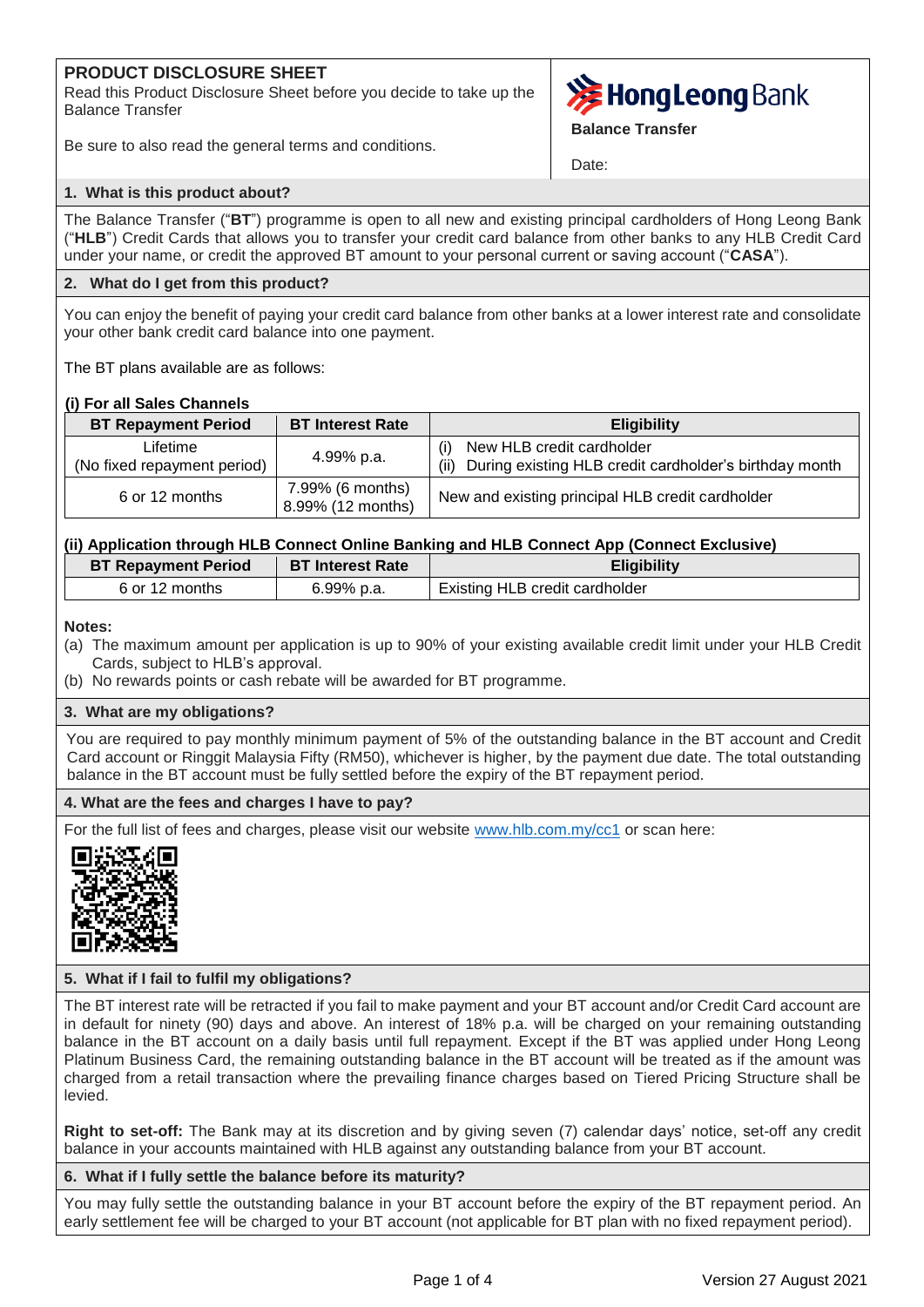# PRODUCT DISCLOSURE SHEET

Read this Product Disclosure Sheet before you decide to take up the Balance Transfer

Be sure to also read the general terms and conditions.

Hong Leong Bank

**Balance Transfer**

Date:

## 1. What is this product about?

The Balance Transfer ("**BT**") programme is open to all new and existing principal cardholders of Hong Leong Bank ("**HLB**") Credit Cards that allows you to transfer your credit card balance from other banks to any HLB Credit Card under your name, or credit the approved BT amount to your personal current or saving account ("**CASA**").

## 2. What do I get from this product?

You can enjoy the benefit of paying your credit card balance from other banks at a lower interest rate and consolidate your other bank credit card balance into one payment.

The BT plans available are as follows:

**(i) For all Sales Channels**

| BT Repayment Period | BT Interest Rate | Eligibility |
|---|---|---|
| Lifetime (No fixed repayment period) | 4.99% p.a. | (i) New HLB credit cardholder<br>(ii) During existing HLB credit cardholder's birthday month |
| 6 or 12 months | 7.99% (6 months)<br>8.99% (12 months) | New and existing principal HLB credit cardholder |

**(ii) Application through HLB Connect Online Banking and HLB Connect App (Connect Exclusive)**

| BT Repayment Period | BT Interest Rate | Eligibility |
|---|---|---|
| 6 or 12 months | 6.99% p.a. | Existing HLB credit cardholder |

**Notes:**

(a) The maximum amount per application is up to 90% of your existing available credit limit under your HLB Credit Cards, subject to HLB's approval.

(b) No rewards points or cash rebate will be awarded for BT programme.

## 3. What are my obligations?

You are required to pay monthly minimum payment of 5% of the outstanding balance in the BT account and Credit Card account or Ringgit Malaysia Fifty (RM50), whichever is higher, by the payment due date. The total outstanding balance in the BT account must be fully settled before the expiry of the BT repayment period.

## 4. What are the fees and charges I have to pay?

For the full list of fees and charges, please visit our website www.hlb.com.my/cc1 or scan here:

## 5. What if I fail to fulfil my obligations?

The BT interest rate will be retracted if you fail to make payment and your BT account and/or Credit Card account are in default for ninety (90) days and above. An interest of 18% p.a. will be charged on your remaining outstanding balance in the BT account on a daily basis until full repayment. Except if the BT was applied under Hong Leong Platinum Business Card, the remaining outstanding balance in the BT account will be treated as if the amount was charged from a retail transaction where the prevailing finance charges based on Tiered Pricing Structure shall be levied.

**Right to set-off:** The Bank may at its discretion and by giving seven (7) calendar days' notice, set-off any credit balance in your accounts maintained with HLB against any outstanding balance from your BT account.

## 6. What if I fully settle the balance before its maturity?

You may fully settle the outstanding balance in your BT account before the expiry of the BT repayment period. An early settlement fee will be charged to your BT account (not applicable for BT plan with no fixed repayment period).

Version 27 August 2021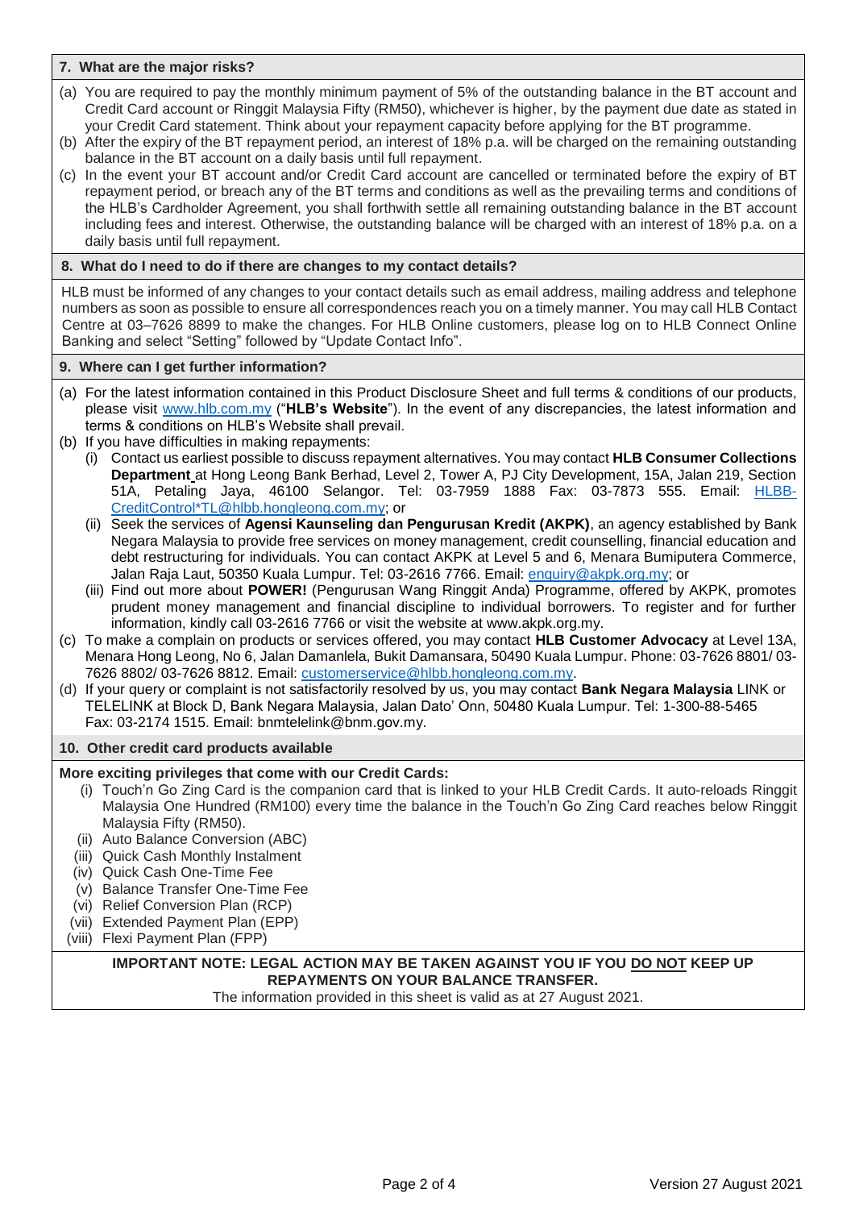## 7. What are the major risks?

(a) You are required to pay the monthly minimum payment of 5% of the outstanding balance in the BT account and Credit Card account or Ringgit Malaysia Fifty (RM50), whichever is higher, by the payment due date as stated in your Credit Card statement. Think about your repayment capacity before applying for the BT programme.

(b) After the expiry of the BT repayment period, an interest of 18% p.a. will be charged on the remaining outstanding balance in the BT account on a daily basis until full repayment.

(c) In the event your BT account and/or Credit Card account are cancelled or terminated before the expiry of BT repayment period, or breach any of the BT terms and conditions as well as the prevailing terms and conditions of the HLB's Cardholder Agreement, you shall forthwith settle all remaining outstanding balance in the BT account including fees and interest. Otherwise, the outstanding balance will be charged with an interest of 18% p.a. on a daily basis until full repayment.

## 8. What do I need to do if there are changes to my contact details?

HLB must be informed of any changes to your contact details such as email address, mailing address and telephone numbers as soon as possible to ensure all correspondences reach you on a timely manner. You may call HLB Contact Centre at 03–7626 8899 to make the changes. For HLB Online customers, please log on to HLB Connect Online Banking and select "Setting" followed by "Update Contact Info".

## 9. Where can I get further information?

(a) For the latest information contained in this Product Disclosure Sheet and full terms & conditions of our products, please visit www.hlb.com.my ("**HLB's Website**"). In the event of any discrepancies, the latest information and terms & conditions on HLB's Website shall prevail.

(b) If you have difficulties in making repayments:

  (i) Contact us earliest possible to discuss repayment alternatives. You may contact **HLB Consumer Collections Department** at Hong Leong Bank Berhad, Level 2, Tower A, PJ City Development, 15A, Jalan 219, Section 51A, Petaling Jaya, 46100 Selangor. Tel: 03-7959 1888 Fax: 03-7873 555. Email: HLBB-CreditControl*TL@hlbb.hongleong.com.my; or

  (ii) Seek the services of **Agensi Kaunseling dan Pengurusan Kredit (AKPK)**, an agency established by Bank Negara Malaysia to provide free services on money management, credit counselling, financial education and debt restructuring for individuals. You can contact AKPK at Level 5 and 6, Menara Bumiputera Commerce, Jalan Raja Laut, 50350 Kuala Lumpur. Tel: 03-2616 7766. Email: enquiry@akpk.org.my; or

  (iii) Find out more about **POWER!** (Pengurusan Wang Ringgit Anda) Programme, offered by AKPK, promotes prudent money management and financial discipline to individual borrowers. To register and for further information, kindly call 03-2616 7766 or visit the website at www.akpk.org.my.

(c) To make a complain on products or services offered, you may contact **HLB Customer Advocacy** at Level 13A, Menara Hong Leong, No 6, Jalan Damanlela, Bukit Damansara, 50490 Kuala Lumpur. Phone: 03-7626 8801/ 03-7626 8802/ 03-7626 8812. Email: customerservice@hlbb.hongleong.com.my.

(d) If your query or complaint is not satisfactorily resolved by us, you may contact **Bank Negara Malaysia** LINK or TELELINK at Block D, Bank Negara Malaysia, Jalan Dato' Onn, 50480 Kuala Lumpur. Tel: 1-300-88-5465 Fax: 03-2174 1515. Email: bnmtelelink@bnm.gov.my.

## 10. Other credit card products available

**More exciting privileges that come with our Credit Cards:**

(i) Touch'n Go Zing Card is the companion card that is linked to your HLB Credit Cards. It auto-reloads Ringgit Malaysia One Hundred (RM100) every time the balance in the Touch'n Go Zing Card reaches below Ringgit Malaysia Fifty (RM50).
(ii) Auto Balance Conversion (ABC)
(iii) Quick Cash Monthly Instalment
(iv) Quick Cash One-Time Fee
(v) Balance Transfer One-Time Fee
(vi) Relief Conversion Plan (RCP)
(vii) Extended Payment Plan (EPP)
(viii) Flexi Payment Plan (FPP)

**IMPORTANT NOTE: LEGAL ACTION MAY BE TAKEN AGAINST YOU IF YOU DO NOT KEEP UP REPAYMENTS ON YOUR BALANCE TRANSFER.**

The information provided in this sheet is valid as at 27 August 2021.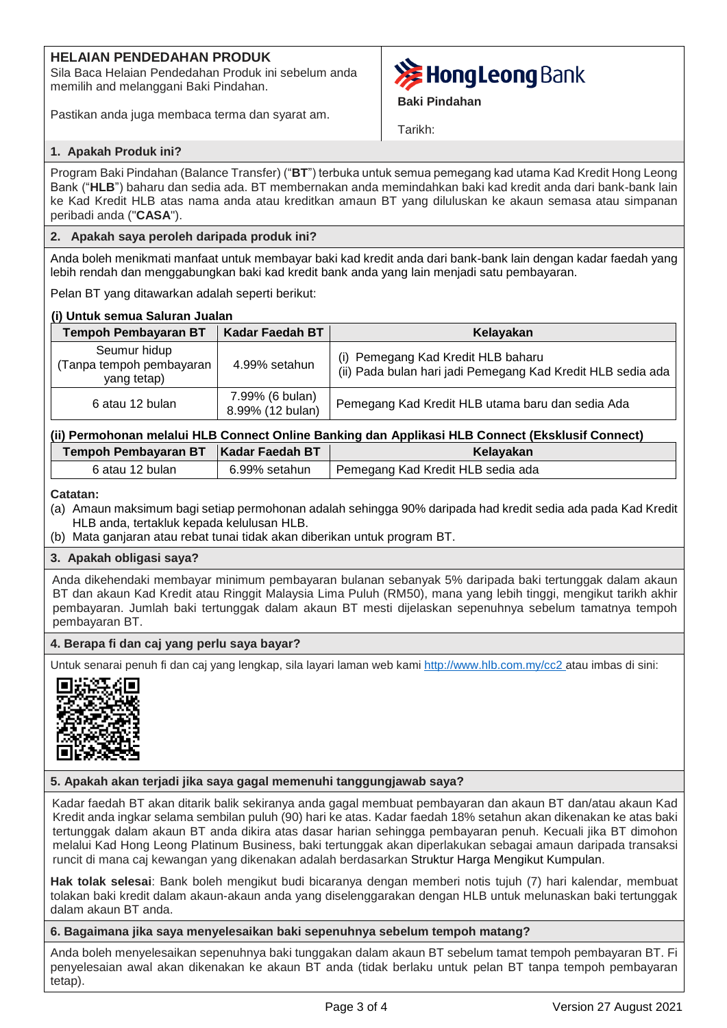## HELAIAN PENDEDAHAN PRODUK

Sila Baca Helaian Pendedahan Produk ini sebelum anda memilih and melanggani Baki Pindahan.

Pastikan anda juga membaca terma dan syarat am.

**Hong Leong Bank**

**Baki Pindahan**

Tarikh:

### 1. Apakah Produk ini?

Program Baki Pindahan (Balance Transfer) ("**BT**") terbuka untuk semua pemegang kad utama Kad Kredit Hong Leong Bank ("**HLB**") baharu dan sedia ada. BT membernakan anda memindahkan baki kad kredit anda dari bank-bank lain ke Kad Kredit HLB atas nama anda atau kreditkan amaun BT yang diluluskan ke akaun semasa atau simpanan peribadi anda ("**CASA**").

### 2. Apakah saya peroleh daripada produk ini?

Anda boleh menikmati manfaat untuk membayar baki kad kredit anda dari bank-bank lain dengan kadar faedah yang lebih rendah dan menggabungkan baki kad kredit bank anda yang lain menjadi satu pembayaran.

Pelan BT yang ditawarkan adalah seperti berikut:

**(i) Untuk semua Saluran Jualan**

| Tempoh Pembayaran BT | Kadar Faedah BT | Kelayakan |
|---|---|---|
| Seumur hidup (Tanpa tempoh pembayaran yang tetap) | 4.99% setahun | (i) Pemegang Kad Kredit HLB baharu<br>(ii) Pada bulan hari jadi Pemegang Kad Kredit HLB sedia ada |
| 6 atau 12 bulan | 7.99% (6 bulan)<br>8.99% (12 bulan) | Pemegang Kad Kredit HLB utama baru dan sedia Ada |

**(ii) Permohonan melalui HLB Connect Online Banking dan Applikasi HLB Connect (Eksklusif Connect)**

| Tempoh Pembayaran BT | Kadar Faedah BT | Kelayakan |
|---|---|---|
| 6 atau 12 bulan | 6.99% setahun | Pemegang Kad Kredit HLB sedia ada |

**Catatan:**

(a) Amaun maksimum bagi setiap permohonan adalah sehingga 90% daripada had kredit sedia ada pada Kad Kredit HLB anda, tertakluk kepada kelulusan HLB.

(b) Mata ganjaran atau rebat tunai tidak akan diberikan untuk program BT.

### 3. Apakah obligasi saya?

Anda dikehendaki membayar minimum pembayaran bulanan sebanyak 5% daripada baki tertunggak dalam akaun BT dan akaun Kad Kredit atau Ringgit Malaysia Lima Puluh (RM50), mana yang lebih tinggi, mengikut tarikh akhir pembayaran. Jumlah baki tertunggak dalam akaun BT mesti dijelaskan sepenuhnya sebelum tamatnya tempoh pembayaran BT.

### 4. Berapa fi dan caj yang perlu saya bayar?

Untuk senarai penuh fi dan caj yang lengkap, sila layari laman web kami http://www.hlb.com.my/cc2 atau imbas di sini:

### 5. Apakah akan terjadi jika saya gagal memenuhi tanggungjawab saya?

Kadar faedah BT akan ditarik balik sekiranya anda gagal membuat pembayaran dan akaun BT dan/atau akaun Kad Kredit anda ingkar selama sembilan puluh (90) hari ke atas. Kadar faedah 18% setahun akan dikenakan ke atas baki tertunggak dalam akaun BT anda dikira atas dasar harian sehingga pembayaran penuh. Kecuali jika BT dimohon melalui Kad Hong Leong Platinum Business, baki tertunggak akan diperlakukan sebagai amaun daripada transaksi runcit di mana caj kewangan yang dikenakan adalah berdasarkan Struktur Harga Mengikut Kumpulan.

**Hak tolak selesai**: Bank boleh mengikut budi bicaranya dengan memberi notis tujuh (7) hari kalendar, membuat tolakan baki kredit dalam akaun-akaun anda yang diselenggarakan dengan HLB untuk melunaskan baki tertunggak dalam akaun BT anda.

### 6. Bagaimana jika saya menyelesaikan baki sepenuhnya sebelum tempoh matang?

Anda boleh menyelesaikan sepenuhnya baki tunggakan dalam akaun BT sebelum tamat tempoh pembayaran BT. Fi penyelesaian awal akan dikenakan ke akaun BT anda (tidak berlaku untuk pelan BT tanpa tempoh pembayaran tetap).

Version 27 August 2021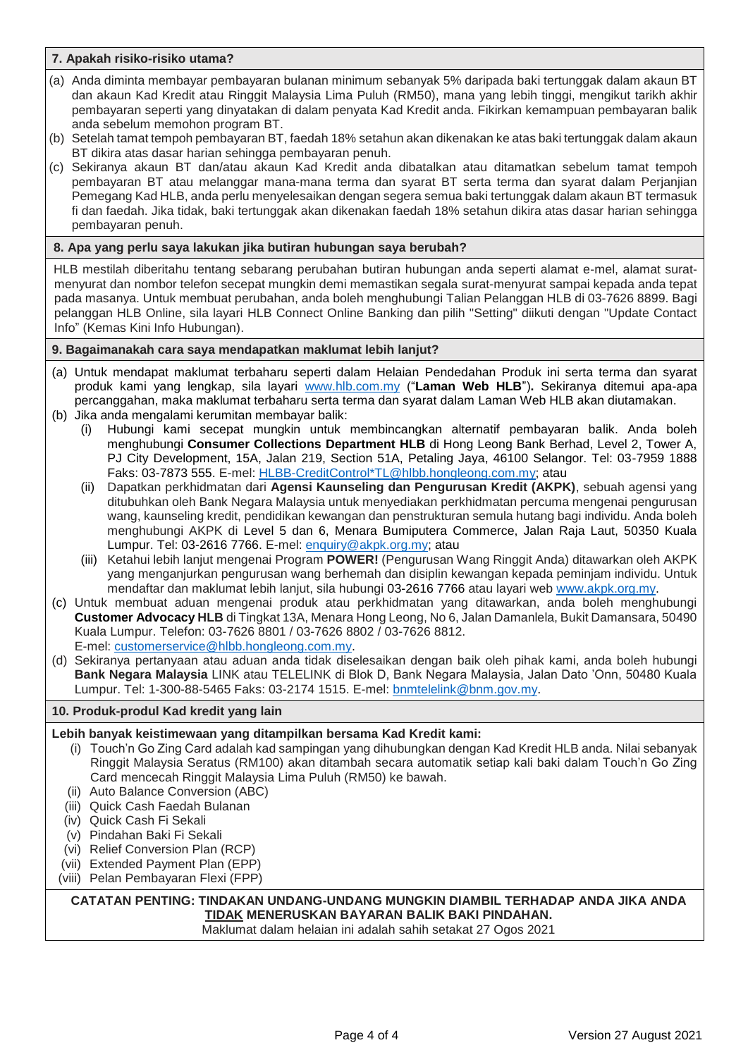## 7. Apakah risiko-risiko utama?

(a) Anda diminta membayar pembayaran bulanan minimum sebanyak 5% daripada baki tertunggak dalam akaun BT dan akaun Kad Kredit atau Ringgit Malaysia Lima Puluh (RM50), mana yang lebih tinggi, mengikut tarikh akhir pembayaran seperti yang dinyatakan di dalam penyata Kad Kredit anda. Fikirkan kemampuan pembayaran balik anda sebelum memohon program BT.

(b) Setelah tamat tempoh pembayaran BT, faedah 18% setahun akan dikenakan ke atas baki tertunggak dalam akaun BT dikira atas dasar harian sehingga pembayaran penuh.

(c) Sekiranya akaun BT dan/atau akaun Kad Kredit anda dibatalkan atau ditamatkan sebelum tamat tempoh pembayaran BT atau melanggar mana-mana terma dan syarat BT serta terma dan syarat dalam Perjanjian Pemegang Kad HLB, anda perlu menyelesaikan dengan segera semua baki tertunggak dalam akaun BT termasuk fi dan faedah. Jika tidak, baki tertunggak akan dikenakan faedah 18% setahun dikira atas dasar harian sehingga pembayaran penuh.

## 8. Apa yang perlu saya lakukan jika butiran hubungan saya berubah?

HLB mestilah diberitahu tentang sebarang perubahan butiran hubungan anda seperti alamat e-mel, alamat surat-menyurat dan nombor telefon secepat mungkin demi memastikan segala surat-menyurat sampai kepada anda tepat pada masanya. Untuk membuat perubahan, anda boleh menghubungi Talian Pelanggan HLB di 03-7626 8899. Bagi pelanggan HLB Online, sila layari HLB Connect Online Banking dan pilih "Setting" diikuti dengan "Update Contact Info" (Kemas Kini Info Hubungan).

## 9. Bagaimanakah cara saya mendapatkan maklumat lebih lanjut?

(a) Untuk mendapat maklumat terbaharu seperti dalam Helaian Pendedahan Produk ini serta terma dan syarat produk kami yang lengkap, sila layari www.hlb.com.my ("**Laman Web HLB**"). Sekiranya ditemui apa-apa percanggahan, maka maklumat terbaharu serta terma dan syarat dalam Laman Web HLB akan diutamakan.

(b) Jika anda mengalami kerumitan membayar balik:

(i) Hubungi kami secepat mungkin untuk membincangkan alternatif pembayaran balik. Anda boleh menghubungi **Consumer Collections Department HLB** di Hong Leong Bank Berhad, Level 2, Tower A, PJ City Development, 15A, Jalan 219, Section 51A, Petaling Jaya, 46100 Selangor. Tel: 03-7959 1888 Faks: 03-7873 555. E-mel: HLBB-CreditControl*TL@hlbb.hongleong.com.my; atau

(ii) Dapatkan perkhidmatan dari **Agensi Kaunseling dan Pengurusan Kredit (AKPK)**, sebuah agensi yang ditubuhkan oleh Bank Negara Malaysia untuk menyediakan perkhidmatan percuma mengenai pengurusan wang, kaunseling kredit, pendidikan kewangan dan penstrukturan semula hutang bagi individu. Anda boleh menghubungi AKPK di Level 5 dan 6, Menara Bumiputera Commerce, Jalan Raja Laut, 50350 Kuala Lumpur. Tel: 03-2616 7766. E-mel: enquiry@akpk.org.my; atau

(iii) Ketahui lebih lanjut mengenai Program **POWER!** (Pengurusan Wang Ringgit Anda) ditawarkan oleh AKPK yang menganjurkan pengurusan wang berhemah dan disiplin kewangan kepada peminjam individu. Untuk mendaftar dan maklumat lebih lanjut, sila hubungi 03-2616 7766 atau layari web www.akpk.org.my.

(c) Untuk membuat aduan mengenai produk atau perkhidmatan yang ditawarkan, anda boleh menghubungi **Customer Advocacy HLB** di Tingkat 13A, Menara Hong Leong, No 6, Jalan Damanlela, Bukit Damansara, 50490 Kuala Lumpur. Telefon: 03-7626 8801 / 03-7626 8802 / 03-7626 8812.
E-mel: customerservice@hlbb.hongleong.com.my.

(d) Sekiranya pertanyaan atau aduan anda tidak diselesaikan dengan baik oleh pihak kami, anda boleh hubungi **Bank Negara Malaysia** LINK atau TELELINK di Blok D, Bank Negara Malaysia, Jalan Dato 'Onn, 50480 Kuala Lumpur. Tel: 1-300-88-5465 Faks: 03-2174 1515. E-mel: bnmtelelink@bnm.gov.my.

## 10. Produk-produl Kad kredit yang lain

**Lebih banyak keistimewaan yang ditampilkan bersama Kad Kredit kami:**

(i) Touch'n Go Zing Card adalah kad sampingan yang dihubungkan dengan Kad Kredit HLB anda. Nilai sebanyak Ringgit Malaysia Seratus (RM100) akan ditambah secara automatik setiap kali baki dalam Touch'n Go Zing Card mencecah Ringgit Malaysia Lima Puluh (RM50) ke bawah.

(ii) Auto Balance Conversion (ABC)

(iii) Quick Cash Faedah Bulanan

(iv) Quick Cash Fi Sekali

(v) Pindahan Baki Fi Sekali

(vi) Relief Conversion Plan (RCP)

(vii) Extended Payment Plan (EPP)

(viii) Pelan Pembayaran Flexi (FPP)

**CATATAN PENTING: TINDAKAN UNDANG-UNDANG MUNGKIN DIAMBIL TERHADAP ANDA JIKA ANDA <u>TIDAK</u> MENERUSKAN BAYARAN BALIK BAKI PINDAHAN.**

Maklumat dalam helaian ini adalah sahih setakat 27 Ogos 2021